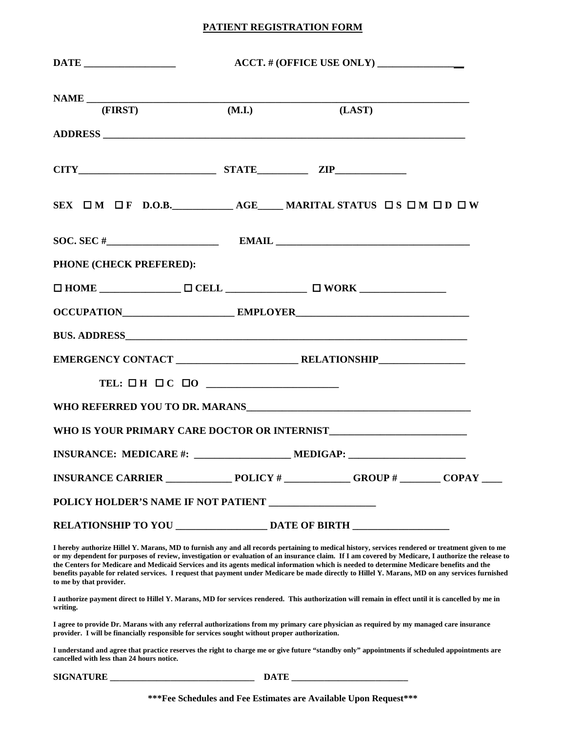**PATIENT REGISTRATION FORM**

**DATE __________________ ACCT. # (OFFICE USE ONLY) _________________**

**NAME ___________________________________________________________________________**
**(FIRST) (M.I.) (LAST)**

**ADDRESS ___________________________________________________________________________**

**CITY___________________________ STATE__________ ZIP______________**

**SEX ☐ M ☐ F D.O.B.____________ AGE_____ MARITAL STATUS ☐ S ☐ M ☐ D ☐ W**

**SOC. SEC #______________________ EMAIL ______________________________________**

**PHONE (CHECK PREFERED):**

**☐ HOME ________________ ☐ CELL ________________ ☐ WORK _________________**

**OCCUPATION______________________ EMPLOYER__________________________________**

**BUS. ADDRESS_______________________________________________________________________**

**EMERGENCY CONTACT ________________________ RELATIONSHIP_________________**

**TEL: ☐ H ☐ C ☐O __________________________**

**WHO REFERRED YOU TO DR. MARANS_____________________________________________**

**WHO IS YOUR PRIMARY CARE DOCTOR OR INTERNIST___________________________**

**INSURANCE: MEDICARE #: ___________________ MEDIGAP: _______________________**

**INSURANCE CARRIER _____________ POLICY # _____________ GROUP # ________ COPAY ____**

**POLICY HOLDER'S NAME IF NOT PATIENT _____________________**

**RELATIONSHIP TO YOU __________________ DATE OF BIRTH ___________________**

**I hereby authorize Hillel Y. Marans, MD to furnish any and all records pertaining to medical history, services rendered or treatment given to me or my dependent for purposes of review, investigation or evaluation of an insurance claim. If I am covered by Medicare, I authorize the release to the Centers for Medicare and Medicaid Services and its agents medical information which is needed to determine Medicare benefits and the benefits payable for related services. I request that payment under Medicare be made directly to Hillel Y. Marans, MD on any services furnished to me by that provider.**

**I authorize payment direct to Hillel Y. Marans, MD for services rendered. This authorization will remain in effect until it is cancelled by me in writing.**

**I agree to provide Dr. Marans with any referral authorizations from my primary care physician as required by my managed care insurance provider. I will be financially responsible for services sought without proper authorization.**

**I understand and agree that practice reserves the right to charge me or give future "standby only" appointments if scheduled appointments are cancelled with less than 24 hours notice.**

**SIGNATURE ________________________________ DATE _________________________**

**\*\*\*Fee Schedules and Fee Estimates are Available Upon Request\*\*\***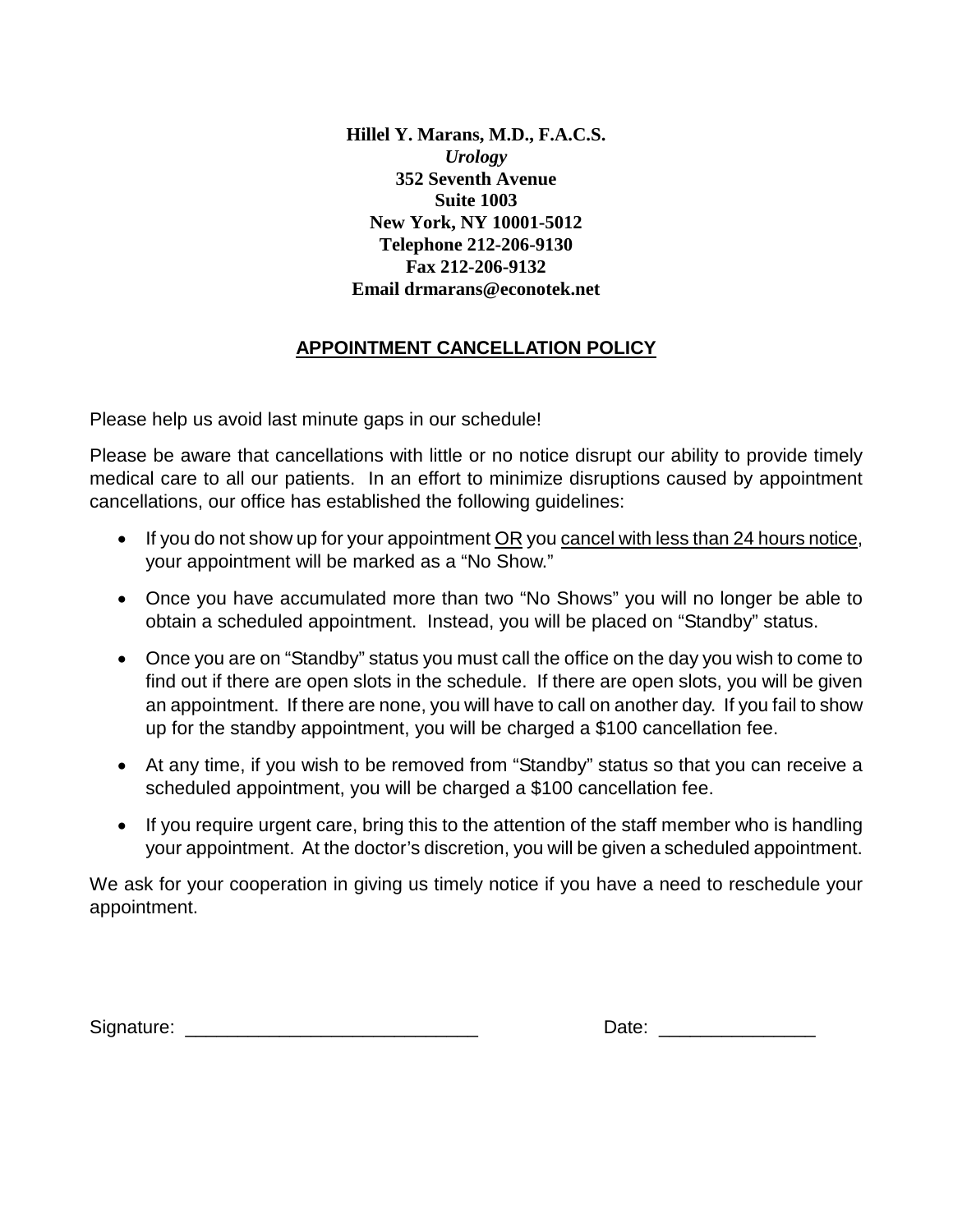**Hillel Y. Marans, M.D., F.A.C.S.**
***Urology***
**352 Seventh Avenue**
**Suite 1003**
**New York, NY 10001-5012**
**Telephone 212-206-9130**
**Fax 212-206-9132**
**Email drmarans@econotek.net**

## APPOINTMENT CANCELLATION POLICY

Please help us avoid last minute gaps in our schedule!

Please be aware that cancellations with little or no notice disrupt our ability to provide timely medical care to all our patients. In an effort to minimize disruptions caused by appointment cancellations, our office has established the following guidelines:

- If you do not show up for your appointment OR you cancel with less than 24 hours notice, your appointment will be marked as a "No Show."
- Once you have accumulated more than two "No Shows" you will no longer be able to obtain a scheduled appointment. Instead, you will be placed on "Standby" status.
- Once you are on "Standby" status you must call the office on the day you wish to come to find out if there are open slots in the schedule. If there are open slots, you will be given an appointment. If there are none, you will have to call on another day. If you fail to show up for the standby appointment, you will be charged a $100 cancellation fee.
- At any time, if you wish to be removed from "Standby" status so that you can receive a scheduled appointment, you will be charged a $100 cancellation fee.
- If you require urgent care, bring this to the attention of the staff member who is handling your appointment. At the doctor's discretion, you will be given a scheduled appointment.

We ask for your cooperation in giving us timely notice if you have a need to reschedule your appointment.

Signature: _____________________________ Date: _______________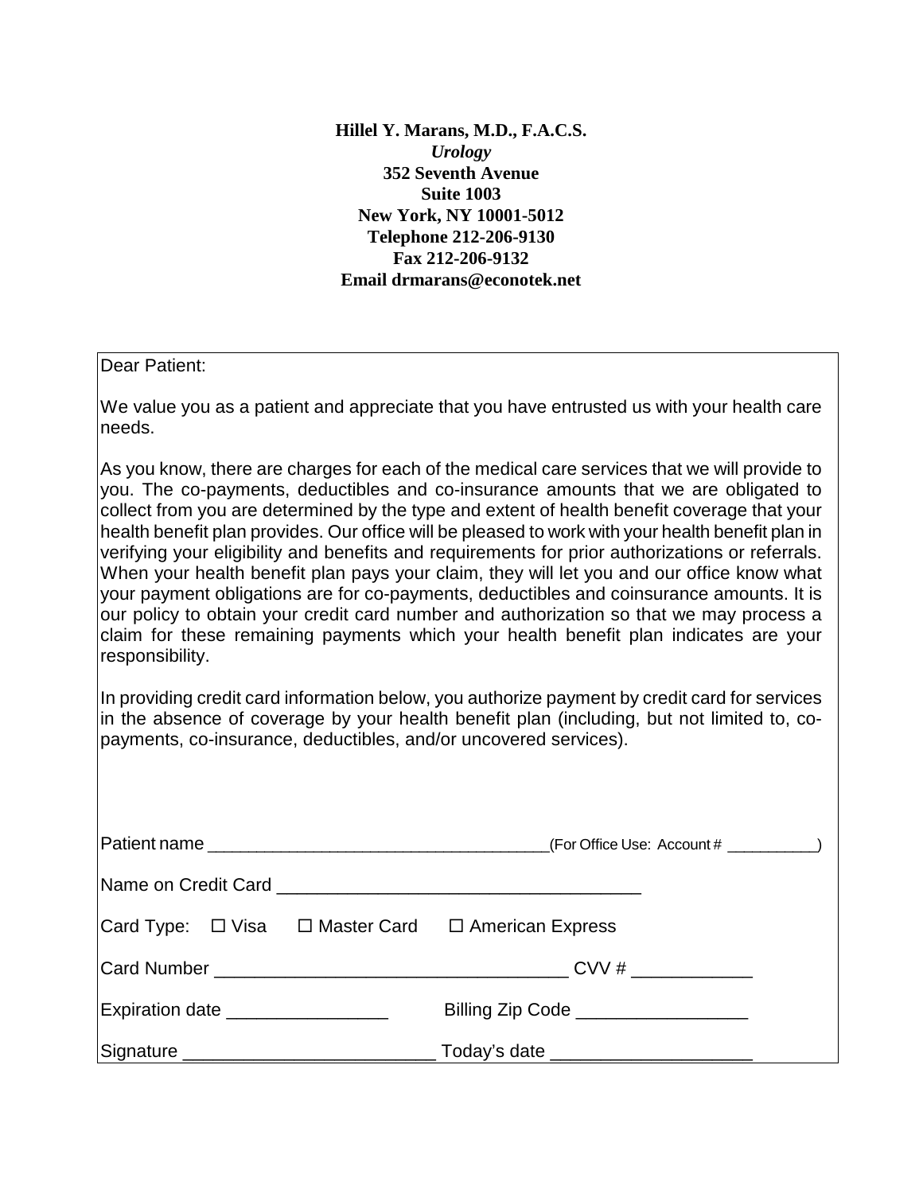**Hillel Y. Marans, M.D., F.A.C.S.**
***Urology***
**352 Seventh Avenue**
**Suite 1003**
**New York, NY 10001-5012**
**Telephone 212-206-9130**
**Fax 212-206-9132**
**Email drmarans@econotek.net**

Dear Patient:

We value you as a patient and appreciate that you have entrusted us with your health care needs.

As you know, there are charges for each of the medical care services that we will provide to you. The co-payments, deductibles and co-insurance amounts that we are obligated to collect from you are determined by the type and extent of health benefit coverage that your health benefit plan provides. Our office will be pleased to work with your health benefit plan in verifying your eligibility and benefits and requirements for prior authorizations or referrals. When your health benefit plan pays your claim, they will let you and our office know what your payment obligations are for co-payments, deductibles and coinsurance amounts. It is our policy to obtain your credit card number and authorization so that we may process a claim for these remaining payments which your health benefit plan indicates are your responsibility.

In providing credit card information below, you authorize payment by credit card for services in the absence of coverage by your health benefit plan (including, but not limited to, co-payments, co-insurance, deductibles, and/or uncovered services).

Patient name ____________________________________(For Office Use: Account # __________)

Name on Credit Card ____________________________________

Card Type: ☐ Visa ☐ Master Card ☐ American Express

Card Number ___________________________________ CVV # ____________

Expiration date ________________ Billing Zip Code _________________

Signature _________________________ Today's date ____________________